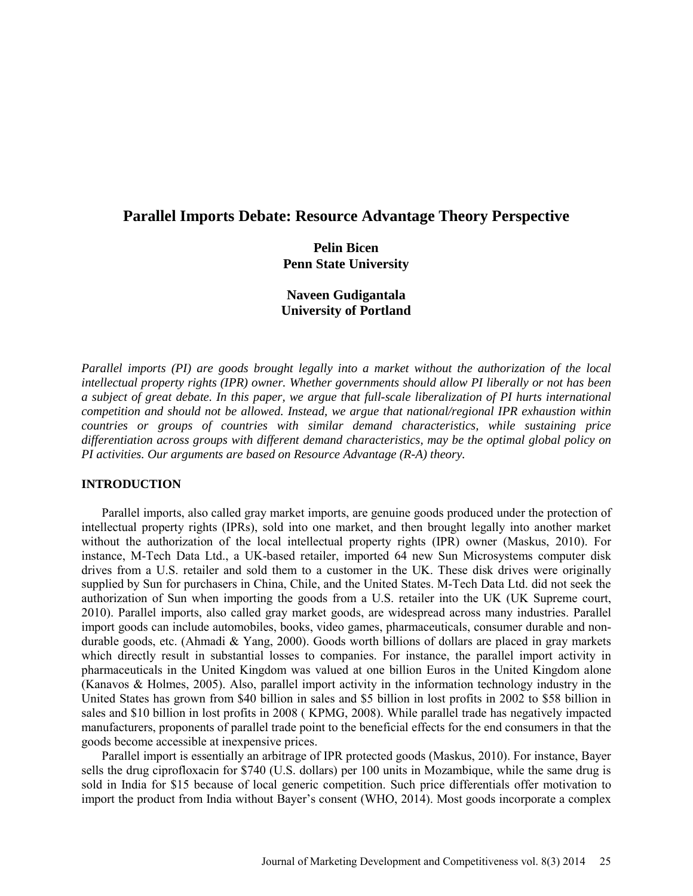# Parallel Imports Debate: Resource Advantage Theory Perspective

**Pelin Bicen**
**Penn State University**

**Naveen Gudigantala**
**University of Portland**

*Parallel imports (PI) are goods brought legally into a market without the authorization of the local intellectual property rights (IPR) owner. Whether governments should allow PI liberally or not has been a subject of great debate. In this paper, we argue that full-scale liberalization of PI hurts international competition and should not be allowed. Instead, we argue that national/regional IPR exhaustion within countries or groups of countries with similar demand characteristics, while sustaining price differentiation across groups with different demand characteristics, may be the optimal global policy on PI activities. Our arguments are based on Resource Advantage (R-A) theory.*

## INTRODUCTION

Parallel imports, also called gray market imports, are genuine goods produced under the protection of intellectual property rights (IPRs), sold into one market, and then brought legally into another market without the authorization of the local intellectual property rights (IPR) owner (Maskus, 2010). For instance, M-Tech Data Ltd., a UK-based retailer, imported 64 new Sun Microsystems computer disk drives from a U.S. retailer and sold them to a customer in the UK. These disk drives were originally supplied by Sun for purchasers in China, Chile, and the United States. M-Tech Data Ltd. did not seek the authorization of Sun when importing the goods from a U.S. retailer into the UK (UK Supreme court, 2010). Parallel imports, also called gray market goods, are widespread across many industries. Parallel import goods can include automobiles, books, video games, pharmaceuticals, consumer durable and non-durable goods, etc. (Ahmadi & Yang, 2000). Goods worth billions of dollars are placed in gray markets which directly result in substantial losses to companies. For instance, the parallel import activity in pharmaceuticals in the United Kingdom was valued at one billion Euros in the United Kingdom alone (Kanavos & Holmes, 2005). Also, parallel import activity in the information technology industry in the United States has grown from $40 billion in sales and $5 billion in lost profits in 2002 to $58 billion in sales and $10 billion in lost profits in 2008 ( KPMG, 2008). While parallel trade has negatively impacted manufacturers, proponents of parallel trade point to the beneficial effects for the end consumers in that the goods become accessible at inexpensive prices.

Parallel import is essentially an arbitrage of IPR protected goods (Maskus, 2010). For instance, Bayer sells the drug ciprofloxacin for $740 (U.S. dollars) per 100 units in Mozambique, while the same drug is sold in India for $15 because of local generic competition. Such price differentials offer motivation to import the product from India without Bayer's consent (WHO, 2014). Most goods incorporate a complex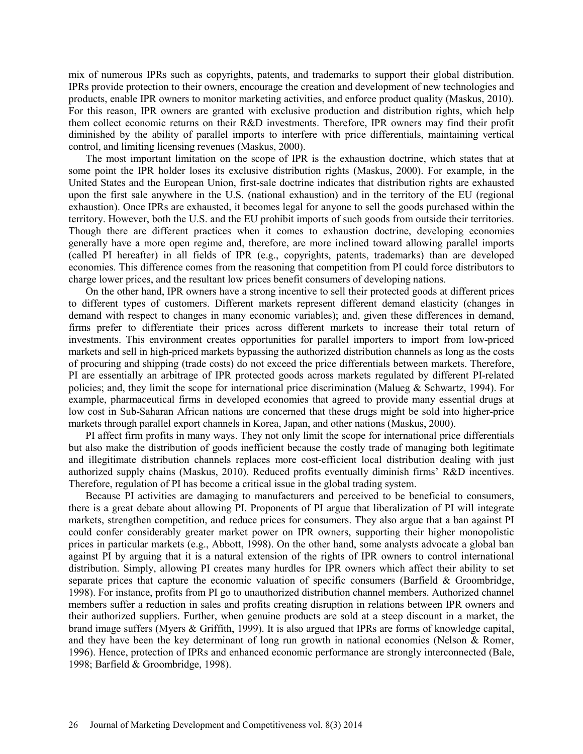mix of numerous IPRs such as copyrights, patents, and trademarks to support their global distribution. IPRs provide protection to their owners, encourage the creation and development of new technologies and products, enable IPR owners to monitor marketing activities, and enforce product quality (Maskus, 2010). For this reason, IPR owners are granted with exclusive production and distribution rights, which help them collect economic returns on their R&D investments. Therefore, IPR owners may find their profit diminished by the ability of parallel imports to interfere with price differentials, maintaining vertical control, and limiting licensing revenues (Maskus, 2000).

The most important limitation on the scope of IPR is the exhaustion doctrine, which states that at some point the IPR holder loses its exclusive distribution rights (Maskus, 2000). For example, in the United States and the European Union, first-sale doctrine indicates that distribution rights are exhausted upon the first sale anywhere in the U.S. (national exhaustion) and in the territory of the EU (regional exhaustion). Once IPRs are exhausted, it becomes legal for anyone to sell the goods purchased within the territory. However, both the U.S. and the EU prohibit imports of such goods from outside their territories. Though there are different practices when it comes to exhaustion doctrine, developing economies generally have a more open regime and, therefore, are more inclined toward allowing parallel imports (called PI hereafter) in all fields of IPR (e.g., copyrights, patents, trademarks) than are developed economies. This difference comes from the reasoning that competition from PI could force distributors to charge lower prices, and the resultant low prices benefit consumers of developing nations.

On the other hand, IPR owners have a strong incentive to sell their protected goods at different prices to different types of customers. Different markets represent different demand elasticity (changes in demand with respect to changes in many economic variables); and, given these differences in demand, firms prefer to differentiate their prices across different markets to increase their total return of investments. This environment creates opportunities for parallel importers to import from low-priced markets and sell in high-priced markets bypassing the authorized distribution channels as long as the costs of procuring and shipping (trade costs) do not exceed the price differentials between markets. Therefore, PI are essentially an arbitrage of IPR protected goods across markets regulated by different PI-related policies; and, they limit the scope for international price discrimination (Malueg & Schwartz, 1994). For example, pharmaceutical firms in developed economies that agreed to provide many essential drugs at low cost in Sub-Saharan African nations are concerned that these drugs might be sold into higher-price markets through parallel export channels in Korea, Japan, and other nations (Maskus, 2000).

PI affect firm profits in many ways. They not only limit the scope for international price differentials but also make the distribution of goods inefficient because the costly trade of managing both legitimate and illegitimate distribution channels replaces more cost-efficient local distribution dealing with just authorized supply chains (Maskus, 2010). Reduced profits eventually diminish firms' R&D incentives. Therefore, regulation of PI has become a critical issue in the global trading system.

Because PI activities are damaging to manufacturers and perceived to be beneficial to consumers, there is a great debate about allowing PI. Proponents of PI argue that liberalization of PI will integrate markets, strengthen competition, and reduce prices for consumers. They also argue that a ban against PI could confer considerably greater market power on IPR owners, supporting their higher monopolistic prices in particular markets (e.g., Abbott, 1998). On the other hand, some analysts advocate a global ban against PI by arguing that it is a natural extension of the rights of IPR owners to control international distribution. Simply, allowing PI creates many hurdles for IPR owners which affect their ability to set separate prices that capture the economic valuation of specific consumers (Barfield & Groombridge, 1998). For instance, profits from PI go to unauthorized distribution channel members. Authorized channel members suffer a reduction in sales and profits creating disruption in relations between IPR owners and their authorized suppliers. Further, when genuine products are sold at a steep discount in a market, the brand image suffers (Myers & Griffith, 1999). It is also argued that IPRs are forms of knowledge capital, and they have been the key determinant of long run growth in national economies (Nelson & Romer, 1996). Hence, protection of IPRs and enhanced economic performance are strongly interconnected (Bale, 1998; Barfield & Groombridge, 1998).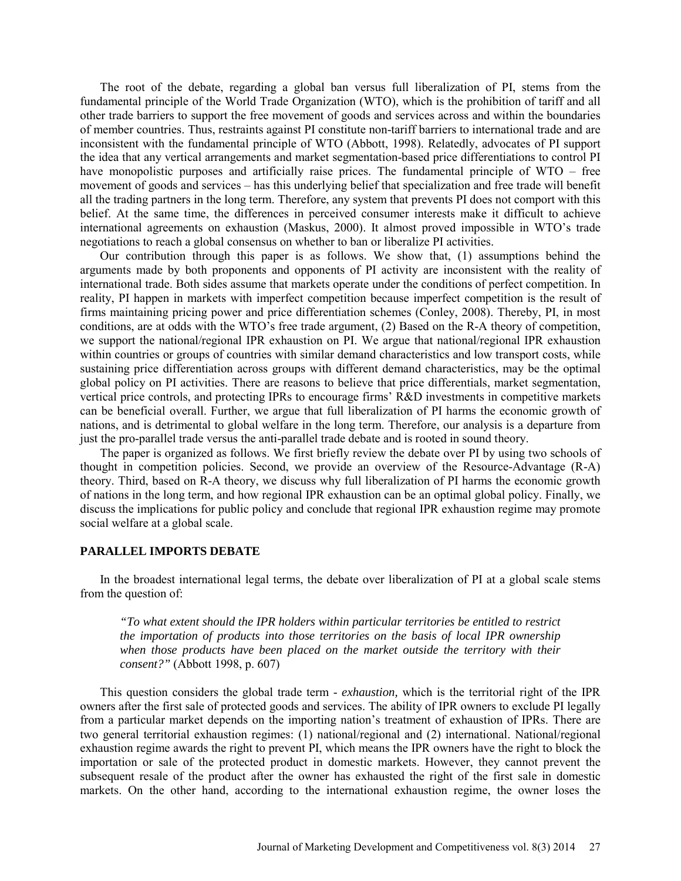The root of the debate, regarding a global ban versus full liberalization of PI, stems from the fundamental principle of the World Trade Organization (WTO), which is the prohibition of tariff and all other trade barriers to support the free movement of goods and services across and within the boundaries of member countries. Thus, restraints against PI constitute non-tariff barriers to international trade and are inconsistent with the fundamental principle of WTO (Abbott, 1998). Relatedly, advocates of PI support the idea that any vertical arrangements and market segmentation-based price differentiations to control PI have monopolistic purposes and artificially raise prices. The fundamental principle of WTO – free movement of goods and services – has this underlying belief that specialization and free trade will benefit all the trading partners in the long term. Therefore, any system that prevents PI does not comport with this belief. At the same time, the differences in perceived consumer interests make it difficult to achieve international agreements on exhaustion (Maskus, 2000). It almost proved impossible in WTO's trade negotiations to reach a global consensus on whether to ban or liberalize PI activities.

Our contribution through this paper is as follows. We show that, (1) assumptions behind the arguments made by both proponents and opponents of PI activity are inconsistent with the reality of international trade. Both sides assume that markets operate under the conditions of perfect competition. In reality, PI happen in markets with imperfect competition because imperfect competition is the result of firms maintaining pricing power and price differentiation schemes (Conley, 2008). Thereby, PI, in most conditions, are at odds with the WTO's free trade argument, (2) Based on the R-A theory of competition, we support the national/regional IPR exhaustion on PI. We argue that national/regional IPR exhaustion within countries or groups of countries with similar demand characteristics and low transport costs, while sustaining price differentiation across groups with different demand characteristics, may be the optimal global policy on PI activities. There are reasons to believe that price differentials, market segmentation, vertical price controls, and protecting IPRs to encourage firms' R&D investments in competitive markets can be beneficial overall. Further, we argue that full liberalization of PI harms the economic growth of nations, and is detrimental to global welfare in the long term. Therefore, our analysis is a departure from just the pro-parallel trade versus the anti-parallel trade debate and is rooted in sound theory.

The paper is organized as follows. We first briefly review the debate over PI by using two schools of thought in competition policies. Second, we provide an overview of the Resource-Advantage (R-A) theory. Third, based on R-A theory, we discuss why full liberalization of PI harms the economic growth of nations in the long term, and how regional IPR exhaustion can be an optimal global policy. Finally, we discuss the implications for public policy and conclude that regional IPR exhaustion regime may promote social welfare at a global scale.

## PARALLEL IMPORTS DEBATE

In the broadest international legal terms, the debate over liberalization of PI at a global scale stems from the question of:

> *"To what extent should the IPR holders within particular territories be entitled to restrict the importation of products into those territories on the basis of local IPR ownership when those products have been placed on the market outside the territory with their consent?"* (Abbott 1998, p. 607)

This question considers the global trade term - *exhaustion,* which is the territorial right of the IPR owners after the first sale of protected goods and services. The ability of IPR owners to exclude PI legally from a particular market depends on the importing nation's treatment of exhaustion of IPRs. There are two general territorial exhaustion regimes: (1) national/regional and (2) international. National/regional exhaustion regime awards the right to prevent PI, which means the IPR owners have the right to block the importation or sale of the protected product in domestic markets. However, they cannot prevent the subsequent resale of the product after the owner has exhausted the right of the first sale in domestic markets. On the other hand, according to the international exhaustion regime, the owner loses the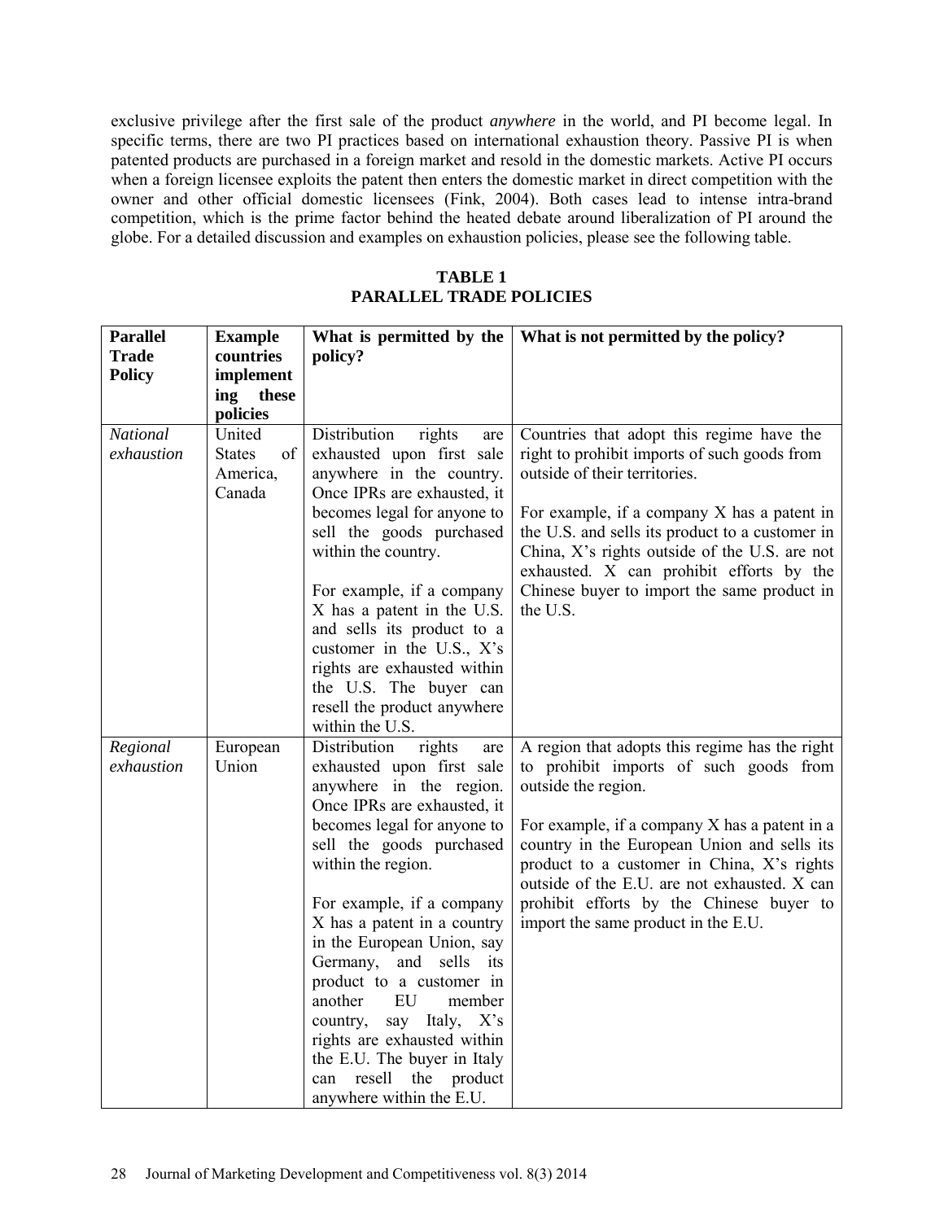exclusive privilege after the first sale of the product *anywhere* in the world, and PI become legal. In specific terms, there are two PI practices based on international exhaustion theory. Passive PI is when patented products are purchased in a foreign market and resold in the domestic markets. Active PI occurs when a foreign licensee exploits the patent then enters the domestic market in direct competition with the owner and other official domestic licensees (Fink, 2004). Both cases lead to intense intra-brand competition, which is the prime factor behind the heated debate around liberalization of PI around the globe. For a detailed discussion and examples on exhaustion policies, please see the following table.

**TABLE 1**
**PARALLEL TRADE POLICIES**

| Parallel Trade Policy | Example countries implementing these policies | What is permitted by the policy? | What is not permitted by the policy? |
|---|---|---|---|
| *National exhaustion* | United States of America, Canada | Distribution rights are exhausted upon first sale anywhere in the country. Once IPRs are exhausted, it becomes legal for anyone to sell the goods purchased within the country.<br><br>For example, if a company X has a patent in the U.S. and sells its product to a customer in the U.S., X's rights are exhausted within the U.S. The buyer can resell the product anywhere within the U.S. | Countries that adopt this regime have the right to prohibit imports of such goods from outside of their territories.<br><br>For example, if a company X has a patent in the U.S. and sells its product to a customer in China, X's rights outside of the U.S. are not exhausted. X can prohibit efforts by the Chinese buyer to import the same product in the U.S. |
| *Regional exhaustion* | European Union | Distribution rights are exhausted upon first sale anywhere in the region. Once IPRs are exhausted, it becomes legal for anyone to sell the goods purchased within the region.<br><br>For example, if a company X has a patent in a country in the European Union, say Germany, and sells its product to a customer in another EU member country, say Italy, X's rights are exhausted within the E.U. The buyer in Italy can resell the product anywhere within the E.U. | A region that adopts this regime has the right to prohibit imports of such goods from outside the region.<br><br>For example, if a company X has a patent in a country in the European Union and sells its product to a customer in China, X's rights outside of the E.U. are not exhausted. X can prohibit efforts by the Chinese buyer to import the same product in the E.U. |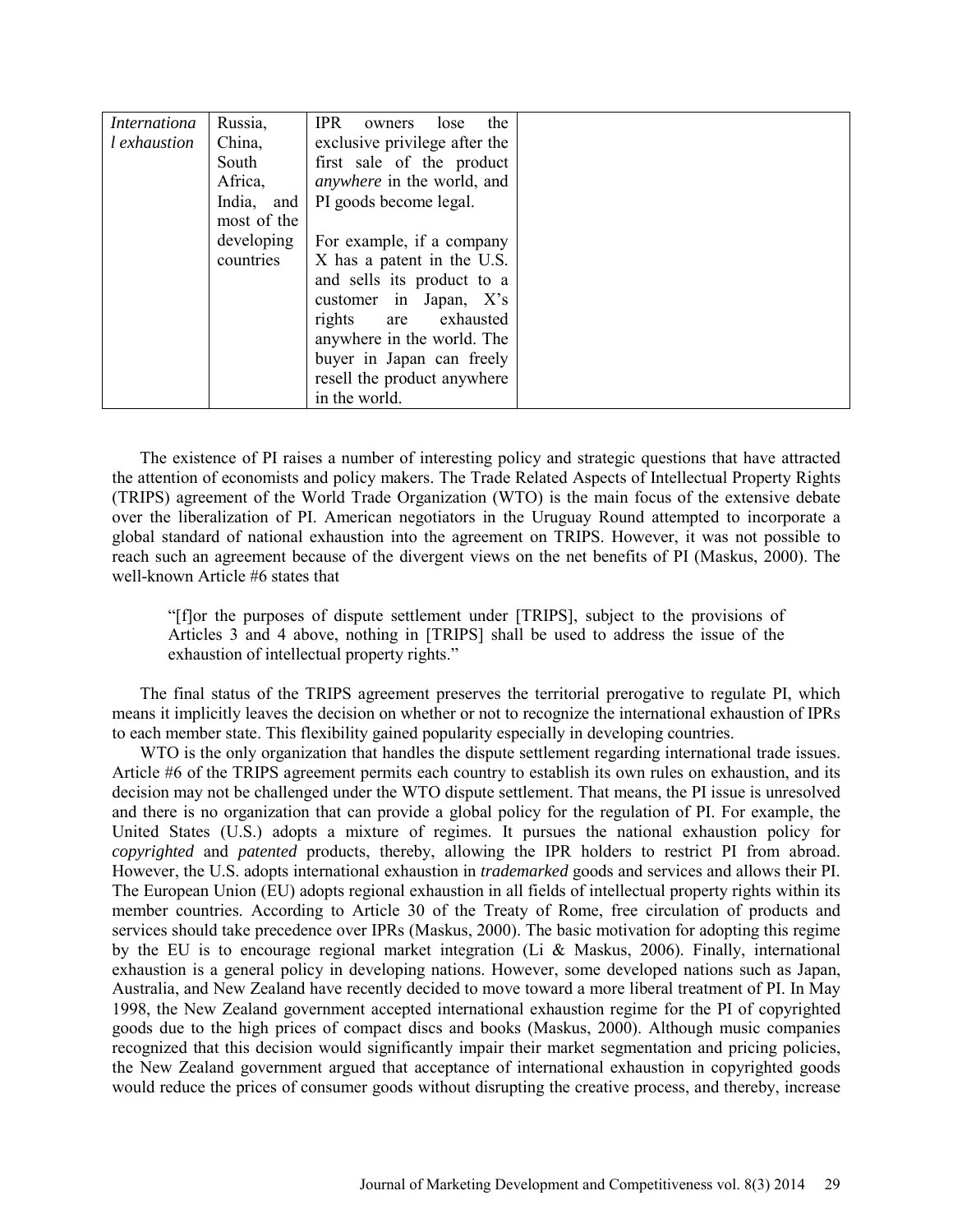| *International exhaustion* | Russia, China, South Africa, India, and most of the developing countries | IPR owners lose the exclusive privilege after the first sale of the product *anywhere* in the world, and PI goods become legal.<br><br>For example, if a company X has a patent in the U.S. and sells its product to a customer in Japan, X's rights are exhausted anywhere in the world. The buyer in Japan can freely resell the product anywhere in the world. | |
|---|---|---|---|

The existence of PI raises a number of interesting policy and strategic questions that have attracted the attention of economists and policy makers. The Trade Related Aspects of Intellectual Property Rights (TRIPS) agreement of the World Trade Organization (WTO) is the main focus of the extensive debate over the liberalization of PI. American negotiators in the Uruguay Round attempted to incorporate a global standard of national exhaustion into the agreement on TRIPS. However, it was not possible to reach such an agreement because of the divergent views on the net benefits of PI (Maskus, 2000). The well-known Article #6 states that

> "[f]or the purposes of dispute settlement under [TRIPS], subject to the provisions of Articles 3 and 4 above, nothing in [TRIPS] shall be used to address the issue of the exhaustion of intellectual property rights."

The final status of the TRIPS agreement preserves the territorial prerogative to regulate PI, which means it implicitly leaves the decision on whether or not to recognize the international exhaustion of IPRs to each member state. This flexibility gained popularity especially in developing countries.

WTO is the only organization that handles the dispute settlement regarding international trade issues. Article #6 of the TRIPS agreement permits each country to establish its own rules on exhaustion, and its decision may not be challenged under the WTO dispute settlement. That means, the PI issue is unresolved and there is no organization that can provide a global policy for the regulation of PI. For example, the United States (U.S.) adopts a mixture of regimes. It pursues the national exhaustion policy for *copyrighted* and *patented* products, thereby, allowing the IPR holders to restrict PI from abroad. However, the U.S. adopts international exhaustion in *trademarked* goods and services and allows their PI. The European Union (EU) adopts regional exhaustion in all fields of intellectual property rights within its member countries. According to Article 30 of the Treaty of Rome, free circulation of products and services should take precedence over IPRs (Maskus, 2000). The basic motivation for adopting this regime by the EU is to encourage regional market integration (Li & Maskus, 2006). Finally, international exhaustion is a general policy in developing nations. However, some developed nations such as Japan, Australia, and New Zealand have recently decided to move toward a more liberal treatment of PI. In May 1998, the New Zealand government accepted international exhaustion regime for the PI of copyrighted goods due to the high prices of compact discs and books (Maskus, 2000). Although music companies recognized that this decision would significantly impair their market segmentation and pricing policies, the New Zealand government argued that acceptance of international exhaustion in copyrighted goods would reduce the prices of consumer goods without disrupting the creative process, and thereby, increase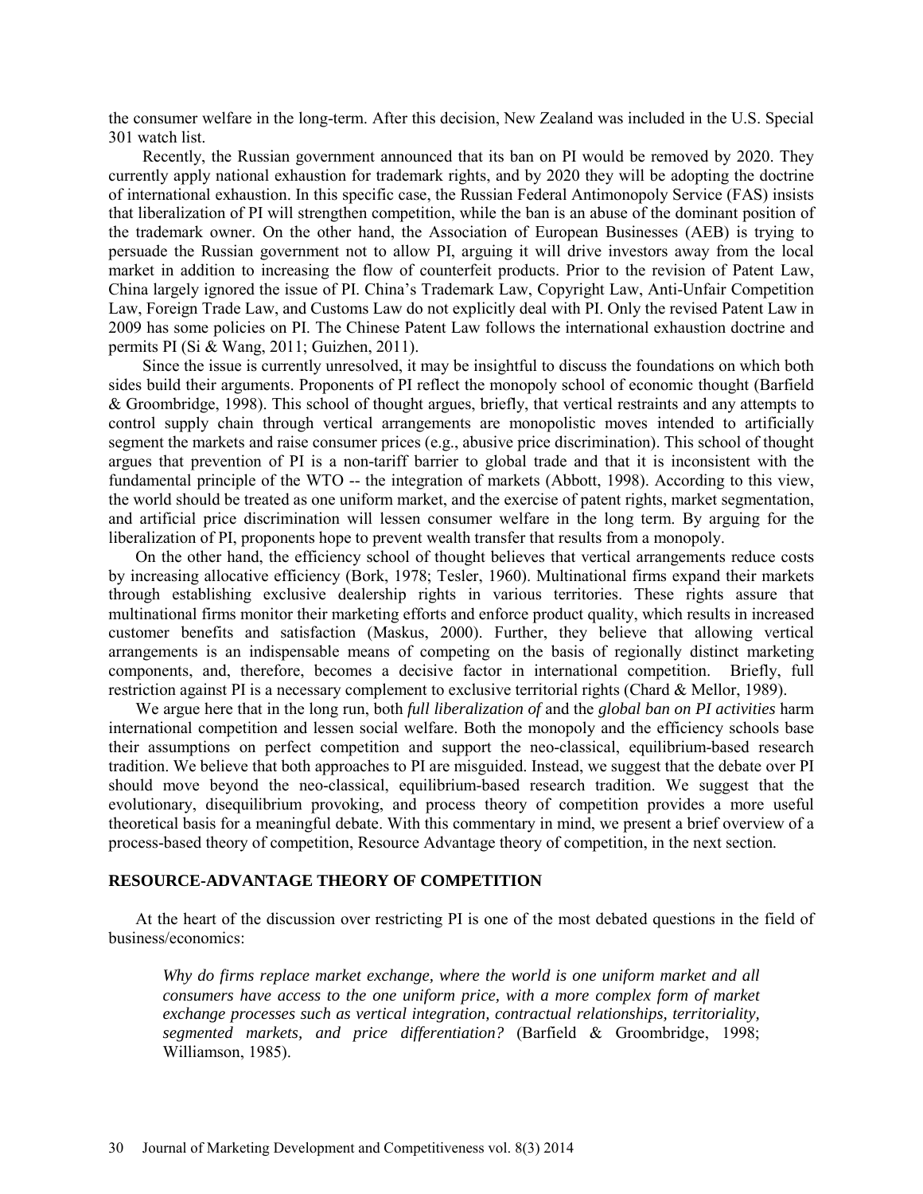the consumer welfare in the long-term. After this decision, New Zealand was included in the U.S. Special 301 watch list.

Recently, the Russian government announced that its ban on PI would be removed by 2020. They currently apply national exhaustion for trademark rights, and by 2020 they will be adopting the doctrine of international exhaustion. In this specific case, the Russian Federal Antimonopoly Service (FAS) insists that liberalization of PI will strengthen competition, while the ban is an abuse of the dominant position of the trademark owner. On the other hand, the Association of European Businesses (AEB) is trying to persuade the Russian government not to allow PI, arguing it will drive investors away from the local market in addition to increasing the flow of counterfeit products. Prior to the revision of Patent Law, China largely ignored the issue of PI. China's Trademark Law, Copyright Law, Anti-Unfair Competition Law, Foreign Trade Law, and Customs Law do not explicitly deal with PI. Only the revised Patent Law in 2009 has some policies on PI. The Chinese Patent Law follows the international exhaustion doctrine and permits PI (Si & Wang, 2011; Guizhen, 2011).

Since the issue is currently unresolved, it may be insightful to discuss the foundations on which both sides build their arguments. Proponents of PI reflect the monopoly school of economic thought (Barfield & Groombridge, 1998). This school of thought argues, briefly, that vertical restraints and any attempts to control supply chain through vertical arrangements are monopolistic moves intended to artificially segment the markets and raise consumer prices (e.g., abusive price discrimination). This school of thought argues that prevention of PI is a non-tariff barrier to global trade and that it is inconsistent with the fundamental principle of the WTO -- the integration of markets (Abbott, 1998). According to this view, the world should be treated as one uniform market, and the exercise of patent rights, market segmentation, and artificial price discrimination will lessen consumer welfare in the long term. By arguing for the liberalization of PI, proponents hope to prevent wealth transfer that results from a monopoly.

On the other hand, the efficiency school of thought believes that vertical arrangements reduce costs by increasing allocative efficiency (Bork, 1978; Tesler, 1960). Multinational firms expand their markets through establishing exclusive dealership rights in various territories. These rights assure that multinational firms monitor their marketing efforts and enforce product quality, which results in increased customer benefits and satisfaction (Maskus, 2000). Further, they believe that allowing vertical arrangements is an indispensable means of competing on the basis of regionally distinct marketing components, and, therefore, becomes a decisive factor in international competition. Briefly, full restriction against PI is a necessary complement to exclusive territorial rights (Chard & Mellor, 1989).

We argue here that in the long run, both *full liberalization of* and the *global ban on PI activities* harm international competition and lessen social welfare. Both the monopoly and the efficiency schools base their assumptions on perfect competition and support the neo-classical, equilibrium-based research tradition. We believe that both approaches to PI are misguided. Instead, we suggest that the debate over PI should move beyond the neo-classical, equilibrium-based research tradition. We suggest that the evolutionary, disequilibrium provoking, and process theory of competition provides a more useful theoretical basis for a meaningful debate. With this commentary in mind, we present a brief overview of a process-based theory of competition, Resource Advantage theory of competition, in the next section.

## RESOURCE-ADVANTAGE THEORY OF COMPETITION

At the heart of the discussion over restricting PI is one of the most debated questions in the field of business/economics:

> *Why do firms replace market exchange, where the world is one uniform market and all consumers have access to the one uniform price, with a more complex form of market exchange processes such as vertical integration, contractual relationships, territoriality, segmented markets, and price differentiation?* (Barfield & Groombridge, 1998; Williamson, 1985).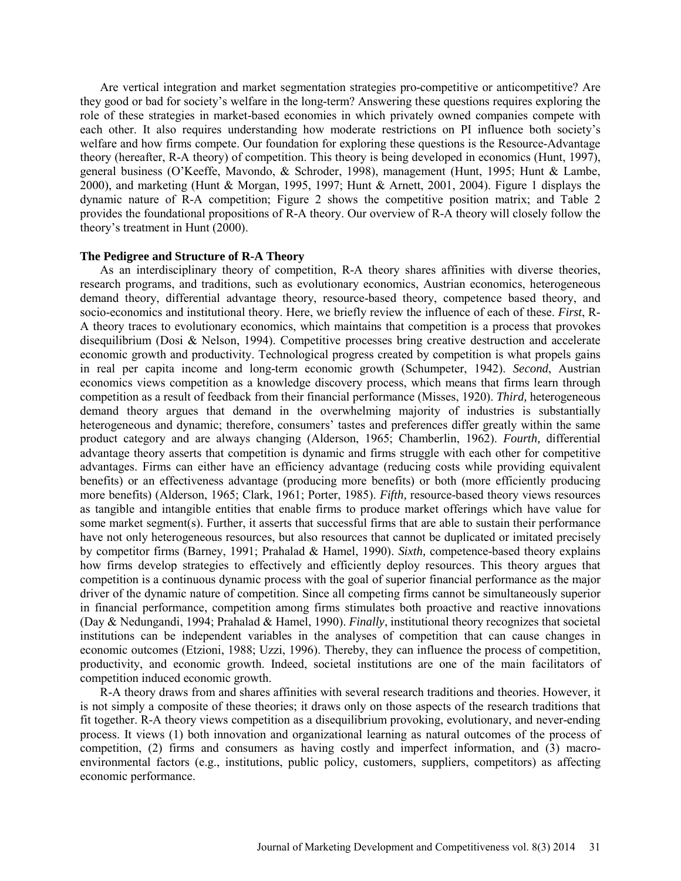Are vertical integration and market segmentation strategies pro-competitive or anticompetitive? Are they good or bad for society's welfare in the long-term? Answering these questions requires exploring the role of these strategies in market-based economies in which privately owned companies compete with each other. It also requires understanding how moderate restrictions on PI influence both society's welfare and how firms compete. Our foundation for exploring these questions is the Resource-Advantage theory (hereafter, R-A theory) of competition. This theory is being developed in economics (Hunt, 1997), general business (O'Keeffe, Mavondo, & Schroder, 1998), management (Hunt, 1995; Hunt & Lambe, 2000), and marketing (Hunt & Morgan, 1995, 1997; Hunt & Arnett, 2001, 2004). Figure 1 displays the dynamic nature of R-A competition; Figure 2 shows the competitive position matrix; and Table 2 provides the foundational propositions of R-A theory. Our overview of R-A theory will closely follow the theory's treatment in Hunt (2000).

### The Pedigree and Structure of R-A Theory

As an interdisciplinary theory of competition, R-A theory shares affinities with diverse theories, research programs, and traditions, such as evolutionary economics, Austrian economics, heterogeneous demand theory, differential advantage theory, resource-based theory, competence based theory, and socio-economics and institutional theory. Here, we briefly review the influence of each of these. *First*, R-A theory traces to evolutionary economics, which maintains that competition is a process that provokes disequilibrium (Dosi & Nelson, 1994). Competitive processes bring creative destruction and accelerate economic growth and productivity. Technological progress created by competition is what propels gains in real per capita income and long-term economic growth (Schumpeter, 1942). *Second*, Austrian economics views competition as a knowledge discovery process, which means that firms learn through competition as a result of feedback from their financial performance (Misses, 1920). *Third,* heterogeneous demand theory argues that demand in the overwhelming majority of industries is substantially heterogeneous and dynamic; therefore, consumers' tastes and preferences differ greatly within the same product category and are always changing (Alderson, 1965; Chamberlin, 1962). *Fourth,* differential advantage theory asserts that competition is dynamic and firms struggle with each other for competitive advantages. Firms can either have an efficiency advantage (reducing costs while providing equivalent benefits) or an effectiveness advantage (producing more benefits) or both (more efficiently producing more benefits) (Alderson, 1965; Clark, 1961; Porter, 1985). *Fifth,* resource-based theory views resources as tangible and intangible entities that enable firms to produce market offerings which have value for some market segment(s). Further, it asserts that successful firms that are able to sustain their performance have not only heterogeneous resources, but also resources that cannot be duplicated or imitated precisely by competitor firms (Barney, 1991; Prahalad & Hamel, 1990). *Sixth,* competence-based theory explains how firms develop strategies to effectively and efficiently deploy resources. This theory argues that competition is a continuous dynamic process with the goal of superior financial performance as the major driver of the dynamic nature of competition. Since all competing firms cannot be simultaneously superior in financial performance, competition among firms stimulates both proactive and reactive innovations (Day & Nedungandi, 1994; Prahalad & Hamel, 1990). *Finally*, institutional theory recognizes that societal institutions can be independent variables in the analyses of competition that can cause changes in economic outcomes (Etzioni, 1988; Uzzi, 1996). Thereby, they can influence the process of competition, productivity, and economic growth. Indeed, societal institutions are one of the main facilitators of competition induced economic growth.

R-A theory draws from and shares affinities with several research traditions and theories. However, it is not simply a composite of these theories; it draws only on those aspects of the research traditions that fit together. R-A theory views competition as a disequilibrium provoking, evolutionary, and never-ending process. It views (1) both innovation and organizational learning as natural outcomes of the process of competition, (2) firms and consumers as having costly and imperfect information, and (3) macro-environmental factors (e.g., institutions, public policy, customers, suppliers, competitors) as affecting economic performance.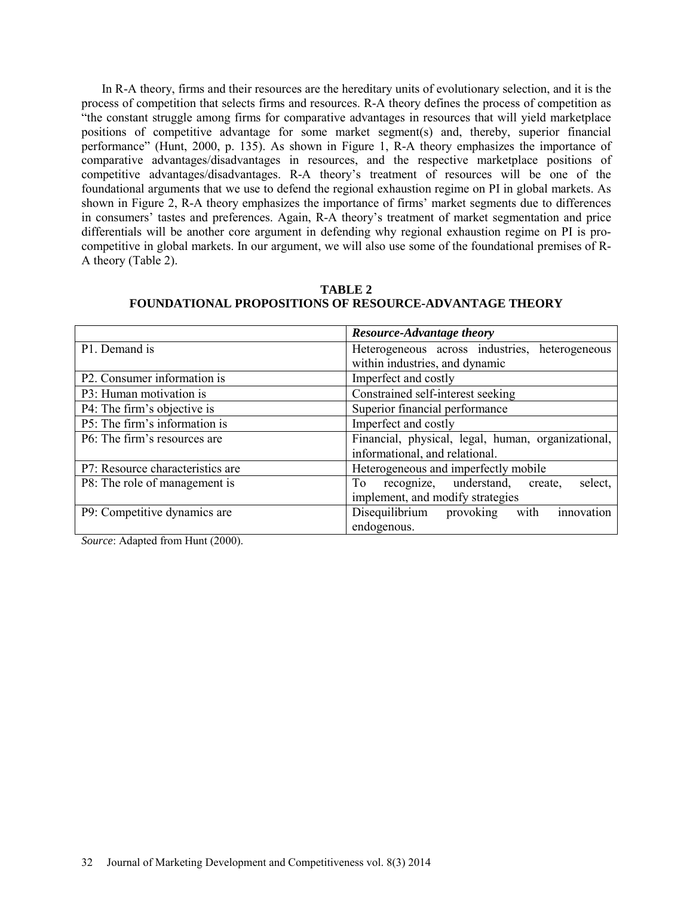In R-A theory, firms and their resources are the hereditary units of evolutionary selection, and it is the process of competition that selects firms and resources. R-A theory defines the process of competition as "the constant struggle among firms for comparative advantages in resources that will yield marketplace positions of competitive advantage for some market segment(s) and, thereby, superior financial performance" (Hunt, 2000, p. 135). As shown in Figure 1, R-A theory emphasizes the importance of comparative advantages/disadvantages in resources, and the respective marketplace positions of competitive advantages/disadvantages. R-A theory's treatment of resources will be one of the foundational arguments that we use to defend the regional exhaustion regime on PI in global markets. As shown in Figure 2, R-A theory emphasizes the importance of firms' market segments due to differences in consumers' tastes and preferences. Again, R-A theory's treatment of market segmentation and price differentials will be another core argument in defending why regional exhaustion regime on PI is pro-competitive in global markets. In our argument, we will also use some of the foundational premises of R-A theory (Table 2).

**TABLE 2**
**FOUNDATIONAL PROPOSITIONS OF RESOURCE-ADVANTAGE THEORY**

| | ***Resource-Advantage theory*** |
|---|---|
| P1. Demand is | Heterogeneous across industries, heterogeneous within industries, and dynamic |
| P2. Consumer information is | Imperfect and costly |
| P3: Human motivation is | Constrained self-interest seeking |
| P4: The firm's objective is | Superior financial performance |
| P5: The firm's information is | Imperfect and costly |
| P6: The firm's resources are | Financial, physical, legal, human, organizational, informational, and relational. |
| P7: Resource characteristics are | Heterogeneous and imperfectly mobile |
| P8: The role of management is | To recognize, understand, create, select, implement, and modify strategies |
| P9: Competitive dynamics are | Disequilibrium provoking with innovation endogenous. |

*Source*: Adapted from Hunt (2000).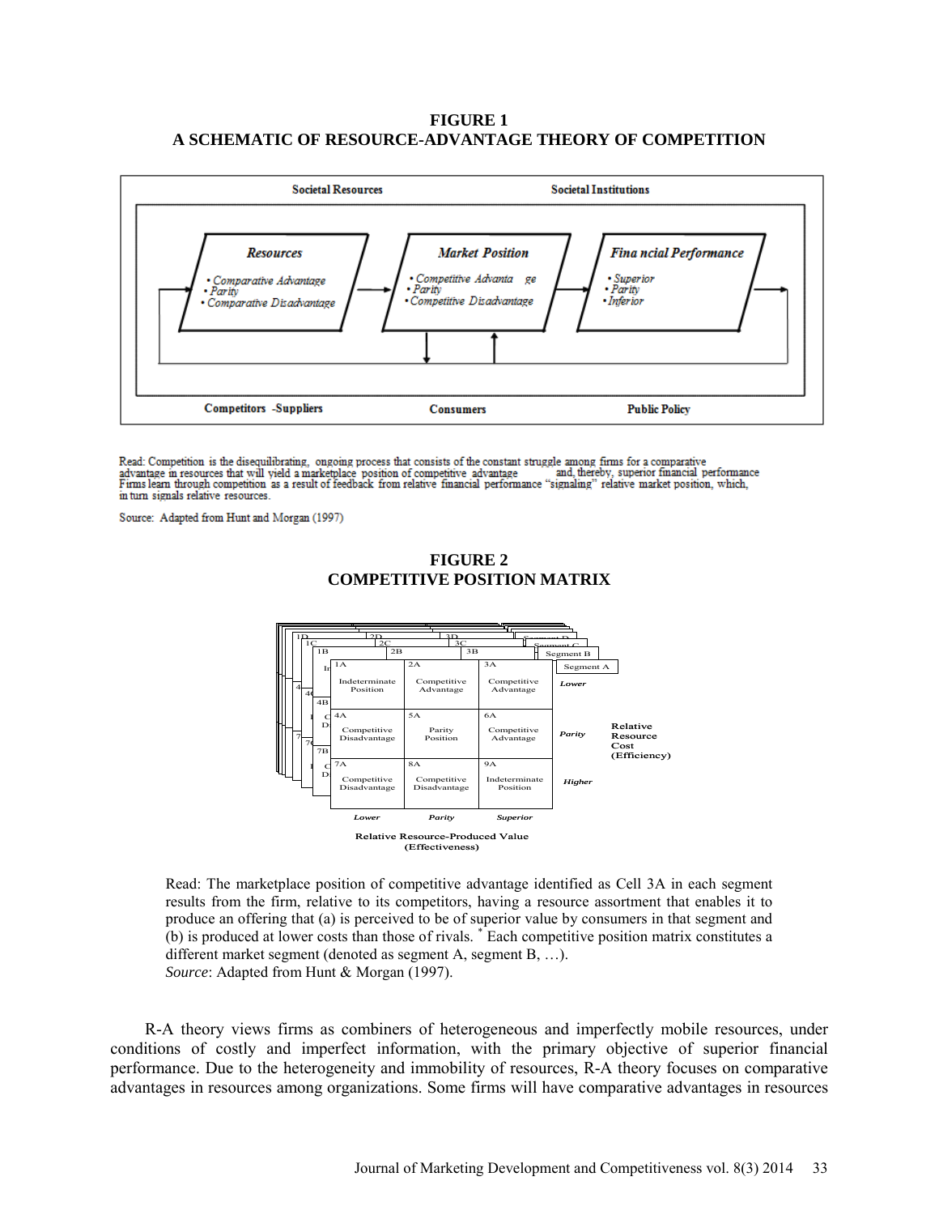**FIGURE 1**
**A SCHEMATIC OF RESOURCE-ADVANTAGE THEORY OF COMPETITION**

Societal Resources | Societal Institutions

Resources
- Comparative Advantage
- Parity
- Comparative Disadvantage

Market Position
- Competitive Advantage
- Parity
- Competitive Disadvantage

Financial Performance
- Superior
- Parity
- Inferior

Competitors -Suppliers | Consumers | Public Policy

Read: Competition is the disequilibrating, ongoing process that consists of the constant struggle among firms for a comparative advantage in resources that will yield a marketplace position of competitive advantage and, thereby, superior financial performance. Firms learn through competition as a result of feedback from relative financial performance "signaling" relative market position, which, in turn signals relative resources.

Source: Adapted from Hunt and Morgan (1997)

**FIGURE 2**
**COMPETITIVE POSITION MATRIX**

| Relative Resource Cost (Efficiency) | Lower (Relative Resource-Produced Value) | Parity | Superior |
|---|---|---|---|
| **Lower** | 1A Indeterminate Position | 2A Competitive Advantage | 3A Competitive Advantage |
| **Parity** | 4A Competitive Disadvantage | 5A Parity Position | 6A Competitive Advantage |
| **Higher** | 7A Competitive Disadvantage | 8A Competitive Disadvantage | 9A Indeterminate Position |

Segment A, Segment B, Segment C, Segment D

Relative Resource-Produced Value (Effectiveness)

Read: The marketplace position of competitive advantage identified as Cell 3A in each segment results from the firm, relative to its competitors, having a resource assortment that enables it to produce an offering that (a) is perceived to be of superior value by consumers in that segment and (b) is produced at lower costs than those of rivals. * Each competitive position matrix constitutes a different market segment (denoted as segment A, segment B, …).
*Source*: Adapted from Hunt & Morgan (1997).

R-A theory views firms as combiners of heterogeneous and imperfectly mobile resources, under conditions of costly and imperfect information, with the primary objective of superior financial performance. Due to the heterogeneity and immobility of resources, R-A theory focuses on comparative advantages in resources among organizations. Some firms will have comparative advantages in resources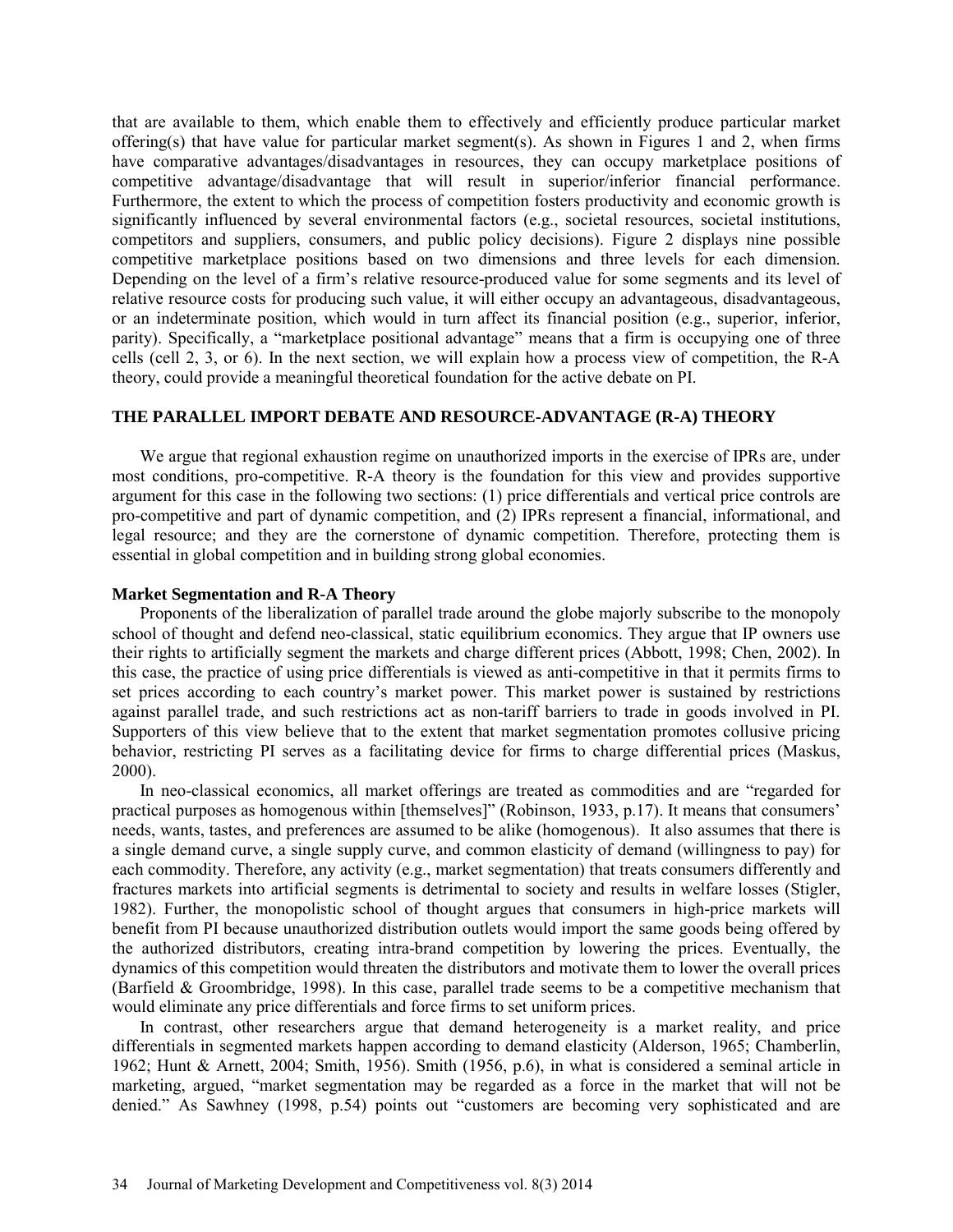that are available to them, which enable them to effectively and efficiently produce particular market offering(s) that have value for particular market segment(s). As shown in Figures 1 and 2, when firms have comparative advantages/disadvantages in resources, they can occupy marketplace positions of competitive advantage/disadvantage that will result in superior/inferior financial performance. Furthermore, the extent to which the process of competition fosters productivity and economic growth is significantly influenced by several environmental factors (e.g., societal resources, societal institutions, competitors and suppliers, consumers, and public policy decisions). Figure 2 displays nine possible competitive marketplace positions based on two dimensions and three levels for each dimension. Depending on the level of a firm's relative resource-produced value for some segments and its level of relative resource costs for producing such value, it will either occupy an advantageous, disadvantageous, or an indeterminate position, which would in turn affect its financial position (e.g., superior, inferior, parity). Specifically, a "marketplace positional advantage" means that a firm is occupying one of three cells (cell 2, 3, or 6). In the next section, we will explain how a process view of competition, the R-A theory, could provide a meaningful theoretical foundation for the active debate on PI.

## THE PARALLEL IMPORT DEBATE AND RESOURCE-ADVANTAGE (R-A) THEORY

We argue that regional exhaustion regime on unauthorized imports in the exercise of IPRs are, under most conditions, pro-competitive. R-A theory is the foundation for this view and provides supportive argument for this case in the following two sections: (1) price differentials and vertical price controls are pro-competitive and part of dynamic competition, and (2) IPRs represent a financial, informational, and legal resource; and they are the cornerstone of dynamic competition. Therefore, protecting them is essential in global competition and in building strong global economies.

### Market Segmentation and R-A Theory

Proponents of the liberalization of parallel trade around the globe majorly subscribe to the monopoly school of thought and defend neo-classical, static equilibrium economics. They argue that IP owners use their rights to artificially segment the markets and charge different prices (Abbott, 1998; Chen, 2002). In this case, the practice of using price differentials is viewed as anti-competitive in that it permits firms to set prices according to each country's market power. This market power is sustained by restrictions against parallel trade, and such restrictions act as non-tariff barriers to trade in goods involved in PI. Supporters of this view believe that to the extent that market segmentation promotes collusive pricing behavior, restricting PI serves as a facilitating device for firms to charge differential prices (Maskus, 2000).

In neo-classical economics, all market offerings are treated as commodities and are "regarded for practical purposes as homogenous within [themselves]" (Robinson, 1933, p.17). It means that consumers' needs, wants, tastes, and preferences are assumed to be alike (homogenous). It also assumes that there is a single demand curve, a single supply curve, and common elasticity of demand (willingness to pay) for each commodity. Therefore, any activity (e.g., market segmentation) that treats consumers differently and fractures markets into artificial segments is detrimental to society and results in welfare losses (Stigler, 1982). Further, the monopolistic school of thought argues that consumers in high-price markets will benefit from PI because unauthorized distribution outlets would import the same goods being offered by the authorized distributors, creating intra-brand competition by lowering the prices. Eventually, the dynamics of this competition would threaten the distributors and motivate them to lower the overall prices (Barfield & Groombridge, 1998). In this case, parallel trade seems to be a competitive mechanism that would eliminate any price differentials and force firms to set uniform prices.

In contrast, other researchers argue that demand heterogeneity is a market reality, and price differentials in segmented markets happen according to demand elasticity (Alderson, 1965; Chamberlin, 1962; Hunt & Arnett, 2004; Smith, 1956). Smith (1956, p.6), in what is considered a seminal article in marketing, argued, "market segmentation may be regarded as a force in the market that will not be denied." As Sawhney (1998, p.54) points out "customers are becoming very sophisticated and are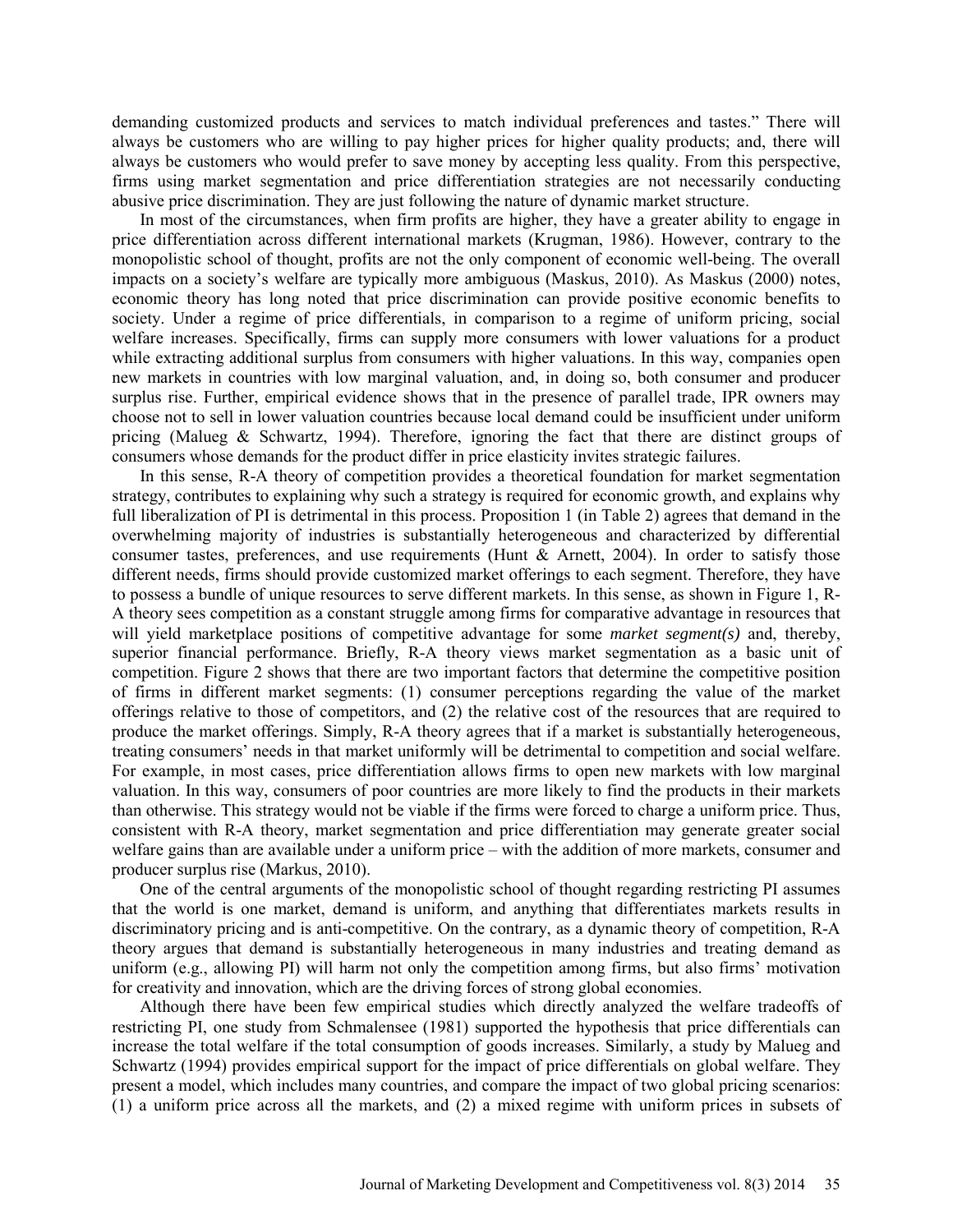demanding customized products and services to match individual preferences and tastes." There will always be customers who are willing to pay higher prices for higher quality products; and, there will always be customers who would prefer to save money by accepting less quality. From this perspective, firms using market segmentation and price differentiation strategies are not necessarily conducting abusive price discrimination. They are just following the nature of dynamic market structure.

In most of the circumstances, when firm profits are higher, they have a greater ability to engage in price differentiation across different international markets (Krugman, 1986). However, contrary to the monopolistic school of thought, profits are not the only component of economic well-being. The overall impacts on a society's welfare are typically more ambiguous (Maskus, 2010). As Maskus (2000) notes, economic theory has long noted that price discrimination can provide positive economic benefits to society. Under a regime of price differentials, in comparison to a regime of uniform pricing, social welfare increases. Specifically, firms can supply more consumers with lower valuations for a product while extracting additional surplus from consumers with higher valuations. In this way, companies open new markets in countries with low marginal valuation, and, in doing so, both consumer and producer surplus rise. Further, empirical evidence shows that in the presence of parallel trade, IPR owners may choose not to sell in lower valuation countries because local demand could be insufficient under uniform pricing (Malueg & Schwartz, 1994). Therefore, ignoring the fact that there are distinct groups of consumers whose demands for the product differ in price elasticity invites strategic failures.

In this sense, R-A theory of competition provides a theoretical foundation for market segmentation strategy, contributes to explaining why such a strategy is required for economic growth, and explains why full liberalization of PI is detrimental in this process. Proposition 1 (in Table 2) agrees that demand in the overwhelming majority of industries is substantially heterogeneous and characterized by differential consumer tastes, preferences, and use requirements (Hunt & Arnett, 2004). In order to satisfy those different needs, firms should provide customized market offerings to each segment. Therefore, they have to possess a bundle of unique resources to serve different markets. In this sense, as shown in Figure 1, R-A theory sees competition as a constant struggle among firms for comparative advantage in resources that will yield marketplace positions of competitive advantage for some *market segment(s)* and, thereby, superior financial performance. Briefly, R-A theory views market segmentation as a basic unit of competition. Figure 2 shows that there are two important factors that determine the competitive position of firms in different market segments: (1) consumer perceptions regarding the value of the market offerings relative to those of competitors, and (2) the relative cost of the resources that are required to produce the market offerings. Simply, R-A theory agrees that if a market is substantially heterogeneous, treating consumers' needs in that market uniformly will be detrimental to competition and social welfare. For example, in most cases, price differentiation allows firms to open new markets with low marginal valuation. In this way, consumers of poor countries are more likely to find the products in their markets than otherwise. This strategy would not be viable if the firms were forced to charge a uniform price. Thus, consistent with R-A theory, market segmentation and price differentiation may generate greater social welfare gains than are available under a uniform price – with the addition of more markets, consumer and producer surplus rise (Markus, 2010).

One of the central arguments of the monopolistic school of thought regarding restricting PI assumes that the world is one market, demand is uniform, and anything that differentiates markets results in discriminatory pricing and is anti-competitive. On the contrary, as a dynamic theory of competition, R-A theory argues that demand is substantially heterogeneous in many industries and treating demand as uniform (e.g., allowing PI) will harm not only the competition among firms, but also firms' motivation for creativity and innovation, which are the driving forces of strong global economies.

Although there have been few empirical studies which directly analyzed the welfare tradeoffs of restricting PI, one study from Schmalensee (1981) supported the hypothesis that price differentials can increase the total welfare if the total consumption of goods increases. Similarly, a study by Malueg and Schwartz (1994) provides empirical support for the impact of price differentials on global welfare. They present a model, which includes many countries, and compare the impact of two global pricing scenarios: (1) a uniform price across all the markets, and (2) a mixed regime with uniform prices in subsets of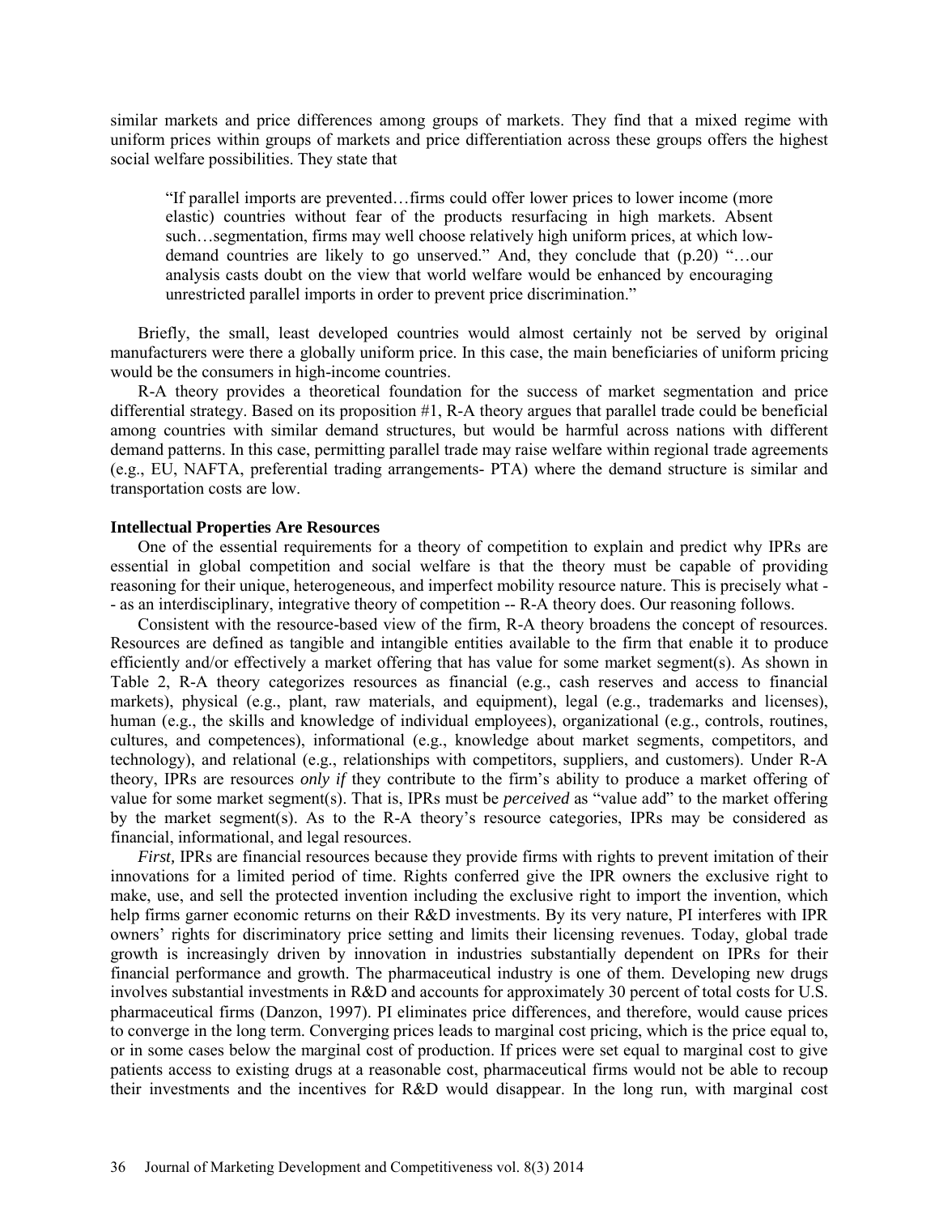similar markets and price differences among groups of markets. They find that a mixed regime with uniform prices within groups of markets and price differentiation across these groups offers the highest social welfare possibilities. They state that

> "If parallel imports are prevented…firms could offer lower prices to lower income (more elastic) countries without fear of the products resurfacing in high markets. Absent such…segmentation, firms may well choose relatively high uniform prices, at which low-demand countries are likely to go unserved." And, they conclude that (p.20) "…our analysis casts doubt on the view that world welfare would be enhanced by encouraging unrestricted parallel imports in order to prevent price discrimination."

Briefly, the small, least developed countries would almost certainly not be served by original manufacturers were there a globally uniform price. In this case, the main beneficiaries of uniform pricing would be the consumers in high-income countries.

R-A theory provides a theoretical foundation for the success of market segmentation and price differential strategy. Based on its proposition #1, R-A theory argues that parallel trade could be beneficial among countries with similar demand structures, but would be harmful across nations with different demand patterns. In this case, permitting parallel trade may raise welfare within regional trade agreements (e.g., EU, NAFTA, preferential trading arrangements- PTA) where the demand structure is similar and transportation costs are low.

**Intellectual Properties Are Resources**

One of the essential requirements for a theory of competition to explain and predict why IPRs are essential in global competition and social welfare is that the theory must be capable of providing reasoning for their unique, heterogeneous, and imperfect mobility resource nature. This is precisely what -- as an interdisciplinary, integrative theory of competition -- R-A theory does. Our reasoning follows.

Consistent with the resource-based view of the firm, R-A theory broadens the concept of resources. Resources are defined as tangible and intangible entities available to the firm that enable it to produce efficiently and/or effectively a market offering that has value for some market segment(s). As shown in Table 2, R-A theory categorizes resources as financial (e.g., cash reserves and access to financial markets), physical (e.g., plant, raw materials, and equipment), legal (e.g., trademarks and licenses), human (e.g., the skills and knowledge of individual employees), organizational (e.g., controls, routines, cultures, and competences), informational (e.g., knowledge about market segments, competitors, and technology), and relational (e.g., relationships with competitors, suppliers, and customers). Under R-A theory, IPRs are resources *only if* they contribute to the firm's ability to produce a market offering of value for some market segment(s). That is, IPRs must be *perceived* as "value add" to the market offering by the market segment(s). As to the R-A theory's resource categories, IPRs may be considered as financial, informational, and legal resources.

*First*, IPRs are financial resources because they provide firms with rights to prevent imitation of their innovations for a limited period of time. Rights conferred give the IPR owners the exclusive right to make, use, and sell the protected invention including the exclusive right to import the invention, which help firms garner economic returns on their R&D investments. By its very nature, PI interferes with IPR owners' rights for discriminatory price setting and limits their licensing revenues. Today, global trade growth is increasingly driven by innovation in industries substantially dependent on IPRs for their financial performance and growth. The pharmaceutical industry is one of them. Developing new drugs involves substantial investments in R&D and accounts for approximately 30 percent of total costs for U.S. pharmaceutical firms (Danzon, 1997). PI eliminates price differences, and therefore, would cause prices to converge in the long term. Converging prices leads to marginal cost pricing, which is the price equal to, or in some cases below the marginal cost of production. If prices were set equal to marginal cost to give patients access to existing drugs at a reasonable cost, pharmaceutical firms would not be able to recoup their investments and the incentives for R&D would disappear. In the long run, with marginal cost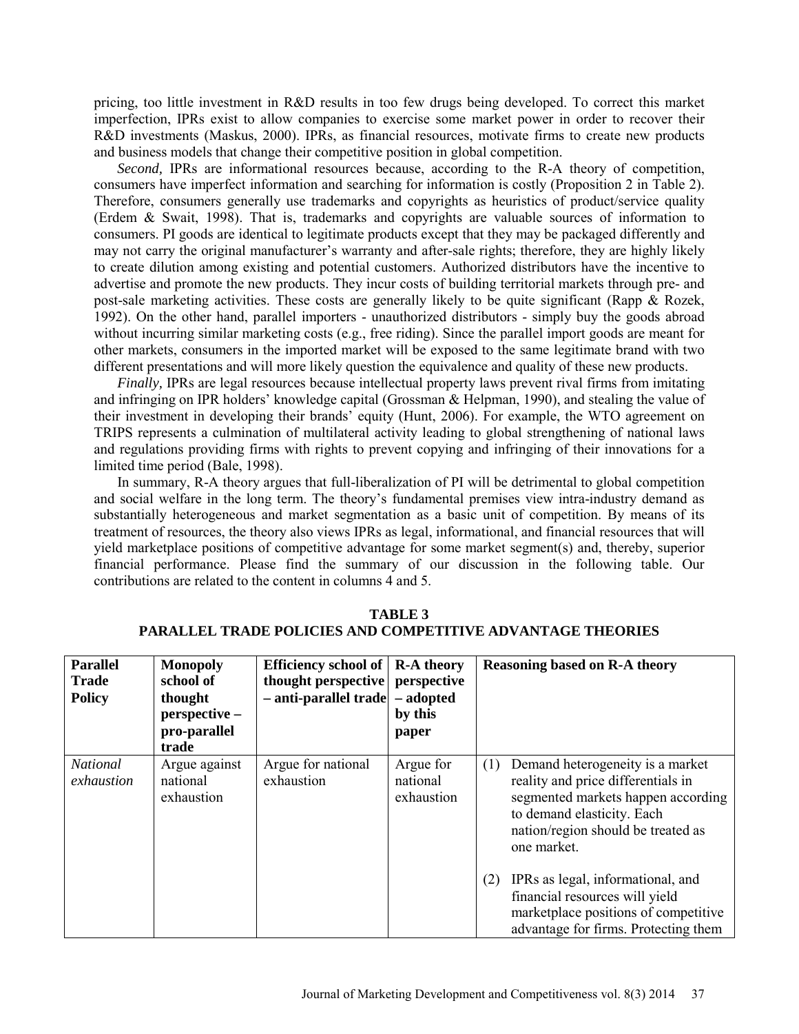pricing, too little investment in R&D results in too few drugs being developed. To correct this market imperfection, IPRs exist to allow companies to exercise some market power in order to recover their R&D investments (Maskus, 2000). IPRs, as financial resources, motivate firms to create new products and business models that change their competitive position in global competition.

*Second,* IPRs are informational resources because, according to the R-A theory of competition, consumers have imperfect information and searching for information is costly (Proposition 2 in Table 2). Therefore, consumers generally use trademarks and copyrights as heuristics of product/service quality (Erdem & Swait, 1998). That is, trademarks and copyrights are valuable sources of information to consumers. PI goods are identical to legitimate products except that they may be packaged differently and may not carry the original manufacturer's warranty and after-sale rights; therefore, they are highly likely to create dilution among existing and potential customers. Authorized distributors have the incentive to advertise and promote the new products. They incur costs of building territorial markets through pre- and post-sale marketing activities. These costs are generally likely to be quite significant (Rapp & Rozek, 1992). On the other hand, parallel importers - unauthorized distributors - simply buy the goods abroad without incurring similar marketing costs (e.g., free riding). Since the parallel import goods are meant for other markets, consumers in the imported market will be exposed to the same legitimate brand with two different presentations and will more likely question the equivalence and quality of these new products.

*Finally,* IPRs are legal resources because intellectual property laws prevent rival firms from imitating and infringing on IPR holders' knowledge capital (Grossman & Helpman, 1990), and stealing the value of their investment in developing their brands' equity (Hunt, 2006). For example, the WTO agreement on TRIPS represents a culmination of multilateral activity leading to global strengthening of national laws and regulations providing firms with rights to prevent copying and infringing of their innovations for a limited time period (Bale, 1998).

In summary, R-A theory argues that full-liberalization of PI will be detrimental to global competition and social welfare in the long term. The theory's fundamental premises view intra-industry demand as substantially heterogeneous and market segmentation as a basic unit of competition. By means of its treatment of resources, the theory also views IPRs as legal, informational, and financial resources that will yield marketplace positions of competitive advantage for some market segment(s) and, thereby, superior financial performance. Please find the summary of our discussion in the following table. Our contributions are related to the content in columns 4 and 5.

**TABLE 3**
**PARALLEL TRADE POLICIES AND COMPETITIVE ADVANTAGE THEORIES**

| Parallel Trade Policy | Monopoly school of thought perspective – pro-parallel trade | Efficiency school of thought perspective – anti-parallel trade | R-A theory perspective – adopted by this paper | Reasoning based on R-A theory |
|---|---|---|---|---|
| *National exhaustion* | Argue against national exhaustion | Argue for national exhaustion | Argue for national exhaustion | (1) Demand heterogeneity is a market reality and price differentials in segmented markets happen according to demand elasticity. Each nation/region should be treated as one market. (2) IPRs as legal, informational, and financial resources will yield marketplace positions of competitive advantage for firms. Protecting them |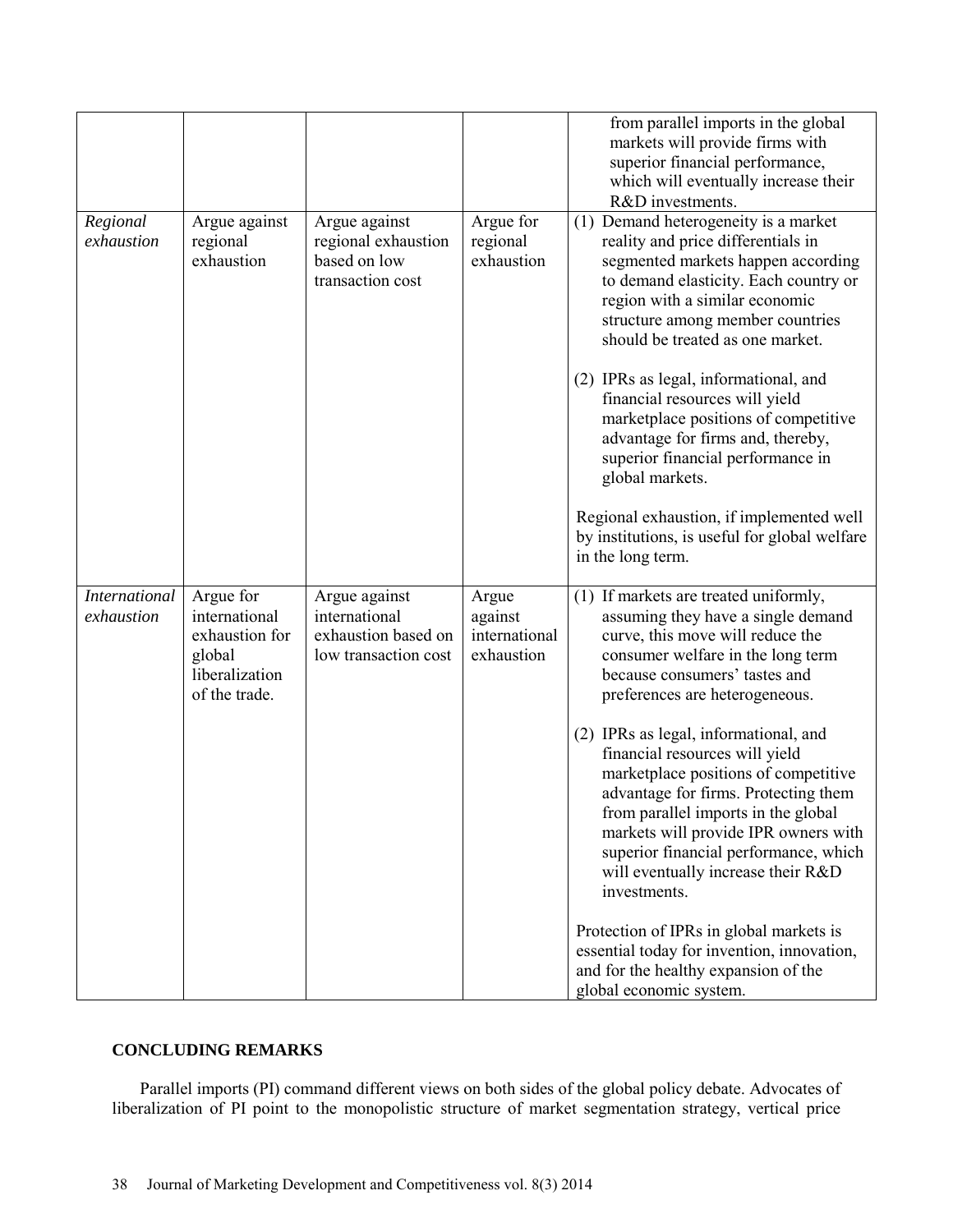| | | | | |
|---|---|---|---|---|
| | | | | from parallel imports in the global markets will provide firms with superior financial performance, which will eventually increase their R&D investments. |
| *Regional exhaustion* | Argue against regional exhaustion | Argue against regional exhaustion based on low transaction cost | Argue for regional exhaustion | (1) Demand heterogeneity is a market reality and price differentials in segmented markets happen according to demand elasticity. Each country or region with a similar economic structure among member countries should be treated as one market.<br><br>(2) IPRs as legal, informational, and financial resources will yield marketplace positions of competitive advantage for firms and, thereby, superior financial performance in global markets.<br><br>Regional exhaustion, if implemented well by institutions, is useful for global welfare in the long term. |
| *International exhaustion* | Argue for international exhaustion for global liberalization of the trade. | Argue against international exhaustion based on low transaction cost | Argue against international exhaustion | (1) If markets are treated uniformly, assuming they have a single demand curve, this move will reduce the consumer welfare in the long term because consumers' tastes and preferences are heterogeneous.<br><br>(2) IPRs as legal, informational, and financial resources will yield marketplace positions of competitive advantage for firms. Protecting them from parallel imports in the global markets will provide IPR owners with superior financial performance, which will eventually increase their R&D investments.<br><br>Protection of IPRs in global markets is essential today for invention, innovation, and for the healthy expansion of the global economic system. |

## CONCLUDING REMARKS

Parallel imports (PI) command different views on both sides of the global policy debate. Advocates of liberalization of PI point to the monopolistic structure of market segmentation strategy, vertical price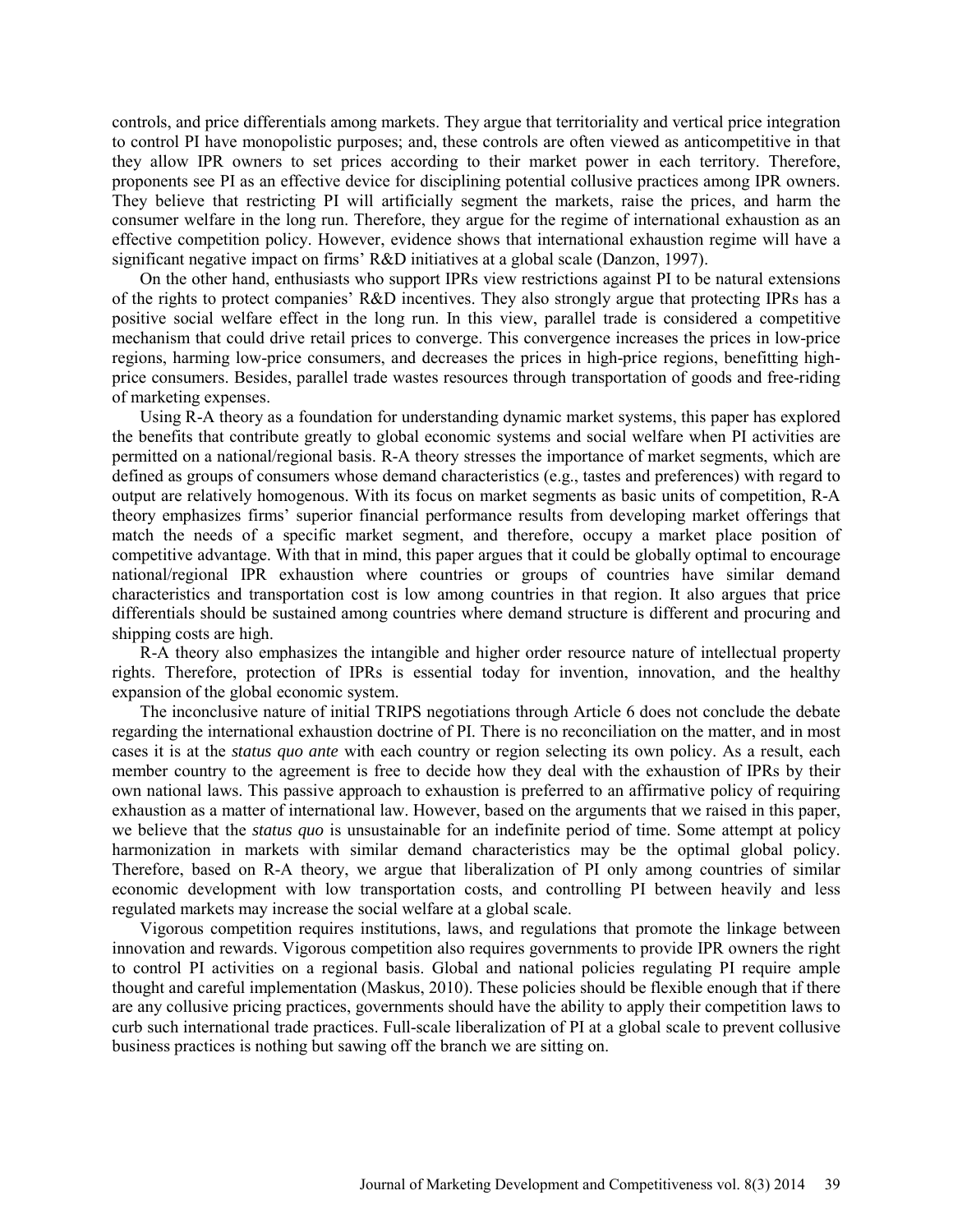controls, and price differentials among markets. They argue that territoriality and vertical price integration to control PI have monopolistic purposes; and, these controls are often viewed as anticompetitive in that they allow IPR owners to set prices according to their market power in each territory. Therefore, proponents see PI as an effective device for disciplining potential collusive practices among IPR owners. They believe that restricting PI will artificially segment the markets, raise the prices, and harm the consumer welfare in the long run. Therefore, they argue for the regime of international exhaustion as an effective competition policy. However, evidence shows that international exhaustion regime will have a significant negative impact on firms' R&D initiatives at a global scale (Danzon, 1997).

On the other hand, enthusiasts who support IPRs view restrictions against PI to be natural extensions of the rights to protect companies' R&D incentives. They also strongly argue that protecting IPRs has a positive social welfare effect in the long run. In this view, parallel trade is considered a competitive mechanism that could drive retail prices to converge. This convergence increases the prices in low-price regions, harming low-price consumers, and decreases the prices in high-price regions, benefitting high-price consumers. Besides, parallel trade wastes resources through transportation of goods and free-riding of marketing expenses.

Using R-A theory as a foundation for understanding dynamic market systems, this paper has explored the benefits that contribute greatly to global economic systems and social welfare when PI activities are permitted on a national/regional basis. R-A theory stresses the importance of market segments, which are defined as groups of consumers whose demand characteristics (e.g., tastes and preferences) with regard to output are relatively homogenous. With its focus on market segments as basic units of competition, R-A theory emphasizes firms' superior financial performance results from developing market offerings that match the needs of a specific market segment, and therefore, occupy a market place position of competitive advantage. With that in mind, this paper argues that it could be globally optimal to encourage national/regional IPR exhaustion where countries or groups of countries have similar demand characteristics and transportation cost is low among countries in that region. It also argues that price differentials should be sustained among countries where demand structure is different and procuring and shipping costs are high.

R-A theory also emphasizes the intangible and higher order resource nature of intellectual property rights. Therefore, protection of IPRs is essential today for invention, innovation, and the healthy expansion of the global economic system.

The inconclusive nature of initial TRIPS negotiations through Article 6 does not conclude the debate regarding the international exhaustion doctrine of PI. There is no reconciliation on the matter, and in most cases it is at the *status quo ante* with each country or region selecting its own policy. As a result, each member country to the agreement is free to decide how they deal with the exhaustion of IPRs by their own national laws. This passive approach to exhaustion is preferred to an affirmative policy of requiring exhaustion as a matter of international law. However, based on the arguments that we raised in this paper, we believe that the *status quo* is unsustainable for an indefinite period of time. Some attempt at policy harmonization in markets with similar demand characteristics may be the optimal global policy. Therefore, based on R-A theory, we argue that liberalization of PI only among countries of similar economic development with low transportation costs, and controlling PI between heavily and less regulated markets may increase the social welfare at a global scale.

Vigorous competition requires institutions, laws, and regulations that promote the linkage between innovation and rewards. Vigorous competition also requires governments to provide IPR owners the right to control PI activities on a regional basis. Global and national policies regulating PI require ample thought and careful implementation (Maskus, 2010). These policies should be flexible enough that if there are any collusive pricing practices, governments should have the ability to apply their competition laws to curb such international trade practices. Full-scale liberalization of PI at a global scale to prevent collusive business practices is nothing but sawing off the branch we are sitting on.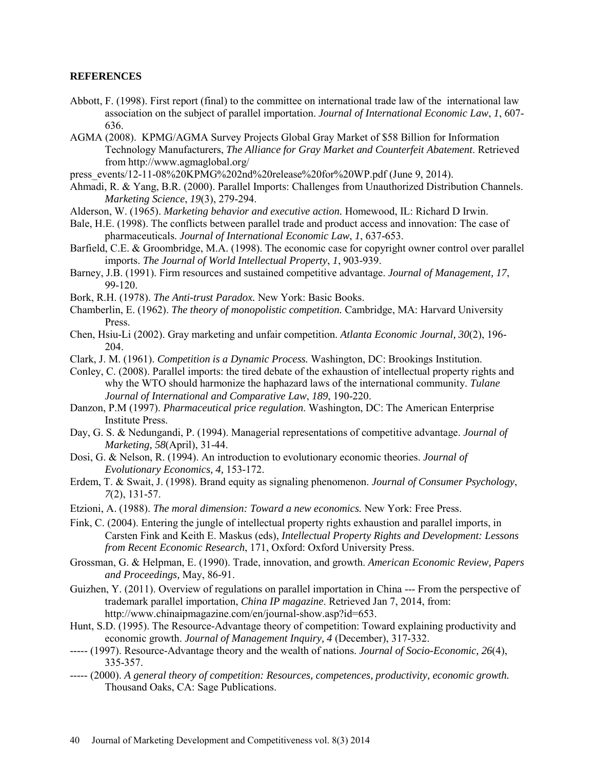**REFERENCES**

Abbott, F. (1998). First report (final) to the committee on international trade law of the international law association on the subject of parallel importation. *Journal of International Economic Law*, *1*, 607-636.

AGMA (2008). KPMG/AGMA Survey Projects Global Gray Market of $58 Billion for Information Technology Manufacturers, *The Alliance for Gray Market and Counterfeit Abatement*. Retrieved from http://www.agmaglobal.org/
press_events/12-11-08%20KPMG%202nd%20release%20for%20WP.pdf (June 9, 2014).

Ahmadi, R. & Yang, B.R. (2000). Parallel Imports: Challenges from Unauthorized Distribution Channels. *Marketing Science*, *19*(3), 279-294.

Alderson, W. (1965). *Marketing behavior and executive action.* Homewood, IL: Richard D Irwin.

Bale, H.E. (1998). The conflicts between parallel trade and product access and innovation: The case of pharmaceuticals. *Journal of International Economic Law*, *1*, 637-653.

Barfield, C.E. & Groombridge, M.A. (1998). The economic case for copyright owner control over parallel imports. *The Journal of World Intellectual Property*, *1*, 903-939.

Barney, J.B. (1991). Firm resources and sustained competitive advantage. *Journal of Management, 17*, 99-120.

Bork, R.H. (1978). *The Anti-trust Paradox.* New York: Basic Books.

Chamberlin, E. (1962). *The theory of monopolistic competition.* Cambridge, MA: Harvard University Press.

Chen, Hsiu-Li (2002). Gray marketing and unfair competition. *Atlanta Economic Journal, 30*(2), 196-204.

Clark, J. M. (1961). *Competition is a Dynamic Process.* Washington, DC: Brookings Institution.

Conley, C. (2008). Parallel imports: the tired debate of the exhaustion of intellectual property rights and why the WTO should harmonize the haphazard laws of the international community. *Tulane Journal of International and Comparative Law*, *189*, 190-220.

Danzon, P.M (1997). *Pharmaceutical price regulation*. Washington, DC: The American Enterprise Institute Press.

Day, G. S. & Nedungandi, P. (1994). Managerial representations of competitive advantage. *Journal of Marketing, 58*(April), 31-44.

Dosi, G. & Nelson, R. (1994). An introduction to evolutionary economic theories. *Journal of Evolutionary Economics, 4,* 153-172.

Erdem, T. & Swait, J. (1998). Brand equity as signaling phenomenon. *Journal of Consumer Psychology*, *7*(2), 131-57.

Etzioni, A. (1988). *The moral dimension: Toward a new economics.* New York: Free Press.

Fink, C. (2004). Entering the jungle of intellectual property rights exhaustion and parallel imports, in Carsten Fink and Keith E. Maskus (eds), *Intellectual Property Rights and Development: Lessons from Recent Economic Research*, 171, Oxford: Oxford University Press.

Grossman, G. & Helpman, E. (1990). Trade, innovation, and growth. *American Economic Review, Papers and Proceedings,* May, 86-91.

Guizhen, Y. (2011). Overview of regulations on parallel importation in China --- From the perspective of trademark parallel importation, *China IP magazine*. Retrieved Jan 7, 2014, from: http://www.chinaipmagazine.com/en/journal-show.asp?id=653.

Hunt, S.D. (1995). The Resource-Advantage theory of competition: Toward explaining productivity and economic growth. *Journal of Management Inquiry, 4* (December), 317-332.

----- (1997). Resource-Advantage theory and the wealth of nations. *Journal of Socio-Economic, 26*(4), 335-357.

----- (2000). *A general theory of competition: Resources, competences, productivity, economic growth.* Thousand Oaks, CA: Sage Publications.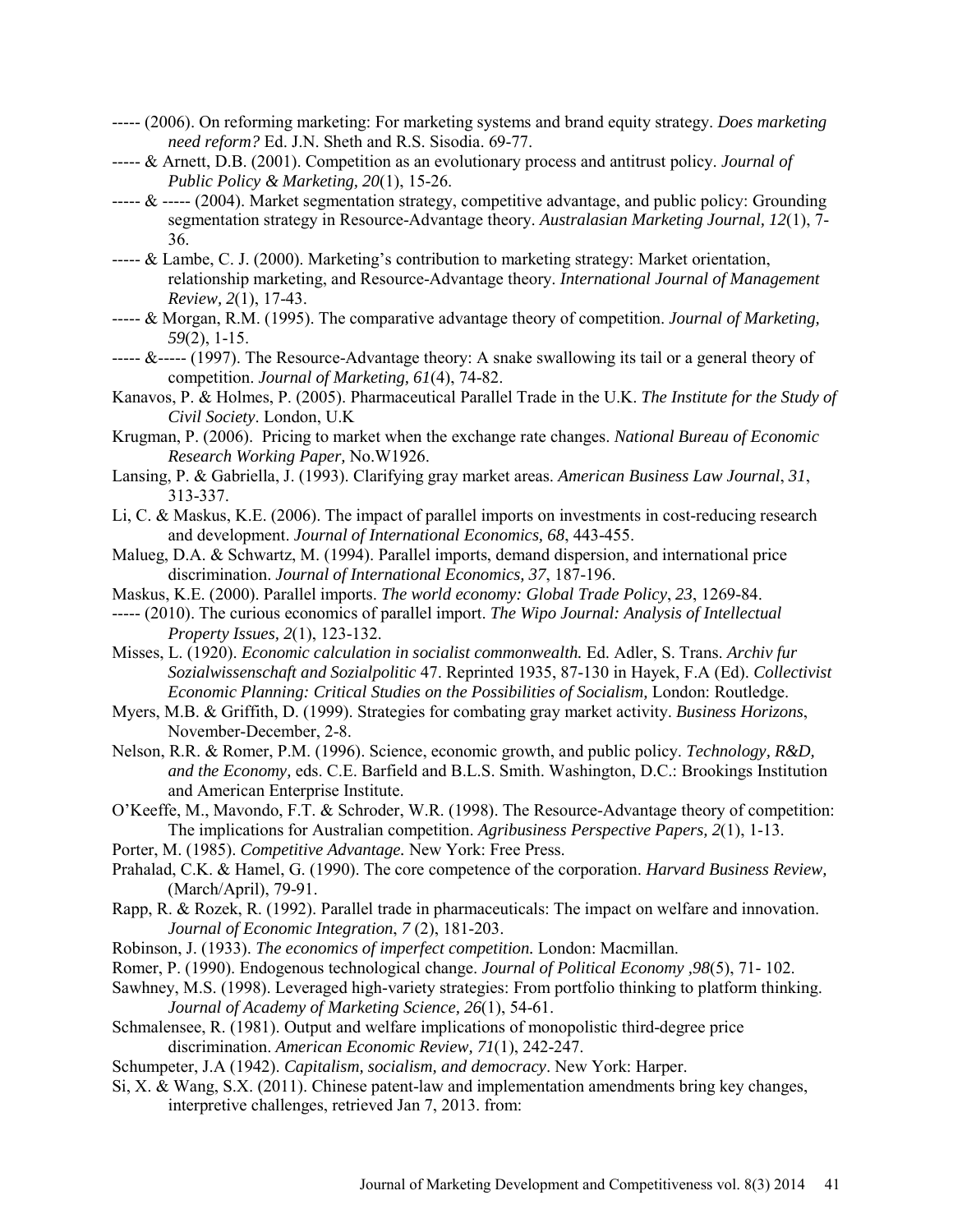----- (2006). On reforming marketing: For marketing systems and brand equity strategy. *Does marketing need reform?* Ed. J.N. Sheth and R.S. Sisodia. 69-77.

----- & Arnett, D.B. (2001). Competition as an evolutionary process and antitrust policy. *Journal of Public Policy & Marketing, 20*(1), 15-26.

----- & ----- (2004). Market segmentation strategy, competitive advantage, and public policy: Grounding segmentation strategy in Resource-Advantage theory. *Australasian Marketing Journal, 12*(1), 7-36.

----- & Lambe, C. J. (2000). Marketing's contribution to marketing strategy: Market orientation, relationship marketing, and Resource-Advantage theory. *International Journal of Management Review, 2*(1), 17-43.

----- & Morgan, R.M. (1995). The comparative advantage theory of competition. *Journal of Marketing, 59*(2), 1-15.

----- &----- (1997). The Resource-Advantage theory: A snake swallowing its tail or a general theory of competition. *Journal of Marketing, 61*(4), 74-82.

Kanavos, P. & Holmes, P. (2005). Pharmaceutical Parallel Trade in the U.K. *The Institute for the Study of Civil Society*. London, U.K

Krugman, P. (2006). Pricing to market when the exchange rate changes. *National Bureau of Economic Research Working Paper,* No.W1926.

Lansing, P. & Gabriella, J. (1993). Clarifying gray market areas. *American Business Law Journal*, *31*, 313-337.

Li, C. & Maskus, K.E. (2006). The impact of parallel imports on investments in cost-reducing research and development. *Journal of International Economics, 68*, 443-455.

Malueg, D.A. & Schwartz, M. (1994). Parallel imports, demand dispersion, and international price discrimination. *Journal of International Economics, 37*, 187-196.

Maskus, K.E. (2000). Parallel imports. *The world economy: Global Trade Policy*, *23*, 1269-84.

----- (2010). The curious economics of parallel import. *The Wipo Journal: Analysis of Intellectual Property Issues, 2*(1), 123-132.

Misses, L. (1920). *Economic calculation in socialist commonwealth.* Ed. Adler, S. Trans. *Archiv fur Sozialwissenschaft and Sozialpolitic* 47. Reprinted 1935, 87-130 in Hayek, F.A (Ed). *Collectivist Economic Planning: Critical Studies on the Possibilities of Socialism,* London: Routledge.

Myers, M.B. & Griffith, D. (1999). Strategies for combating gray market activity. *Business Horizons*, November-December, 2-8.

Nelson, R.R. & Romer, P.M. (1996). Science, economic growth, and public policy. *Technology, R&D, and the Economy,* eds. C.E. Barfield and B.L.S. Smith. Washington, D.C.: Brookings Institution and American Enterprise Institute.

O'Keeffe, M., Mavondo, F.T. & Schroder, W.R. (1998). The Resource-Advantage theory of competition: The implications for Australian competition. *Agribusiness Perspective Papers, 2*(1), 1-13.

Porter, M. (1985). *Competitive Advantage.* New York: Free Press.

Prahalad, C.K. & Hamel, G. (1990). The core competence of the corporation. *Harvard Business Review,* (March/April), 79-91.

Rapp, R. & Rozek, R. (1992). Parallel trade in pharmaceuticals: The impact on welfare and innovation. *Journal of Economic Integration*, *7* (2), 181-203.

Robinson, J. (1933). *The economics of imperfect competition.* London: Macmillan.

Romer, P. (1990). Endogenous technological change. *Journal of Political Economy ,98*(5), 71- 102.

Sawhney, M.S. (1998). Leveraged high-variety strategies: From portfolio thinking to platform thinking. *Journal of Academy of Marketing Science, 26*(1), 54-61.

Schmalensee, R. (1981). Output and welfare implications of monopolistic third-degree price discrimination. *American Economic Review, 71*(1), 242-247.

Schumpeter, J.A (1942). *Capitalism, socialism, and democracy*. New York: Harper.

Si, X. & Wang, S.X. (2011). Chinese patent-law and implementation amendments bring key changes, interpretive challenges, retrieved Jan 7, 2013. from: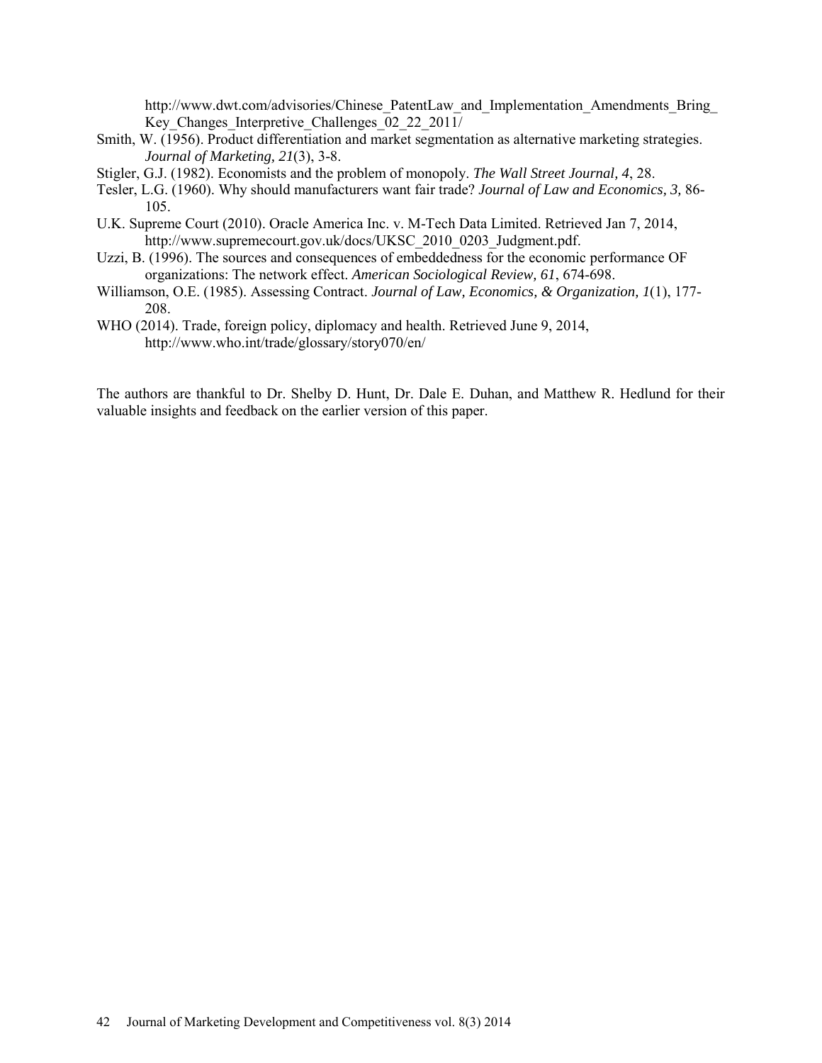http://www.dwt.com/advisories/Chinese_PatentLaw_and_Implementation_Amendments_Bring_Key_Changes_Interpretive_Challenges_02_22_2011/

Smith, W. (1956). Product differentiation and market segmentation as alternative marketing strategies. *Journal of Marketing, 21*(3), 3-8.

Stigler, G.J. (1982). Economists and the problem of monopoly. *The Wall Street Journal, 4*, 28.

Tesler, L.G. (1960). Why should manufacturers want fair trade? *Journal of Law and Economics, 3,* 86-105.

U.K. Supreme Court (2010). Oracle America Inc. v. M-Tech Data Limited. Retrieved Jan 7, 2014, http://www.supremecourt.gov.uk/docs/UKSC_2010_0203_Judgment.pdf.

Uzzi, B. (1996). The sources and consequences of embeddedness for the economic performance OF organizations: The network effect. *American Sociological Review, 61*, 674-698.

Williamson, O.E. (1985). Assessing Contract. *Journal of Law, Economics, & Organization, 1*(1), 177-208.

WHO (2014). Trade, foreign policy, diplomacy and health. Retrieved June 9, 2014, http://www.who.int/trade/glossary/story070/en/

The authors are thankful to Dr. Shelby D. Hunt, Dr. Dale E. Duhan, and Matthew R. Hedlund for their valuable insights and feedback on the earlier version of this paper.